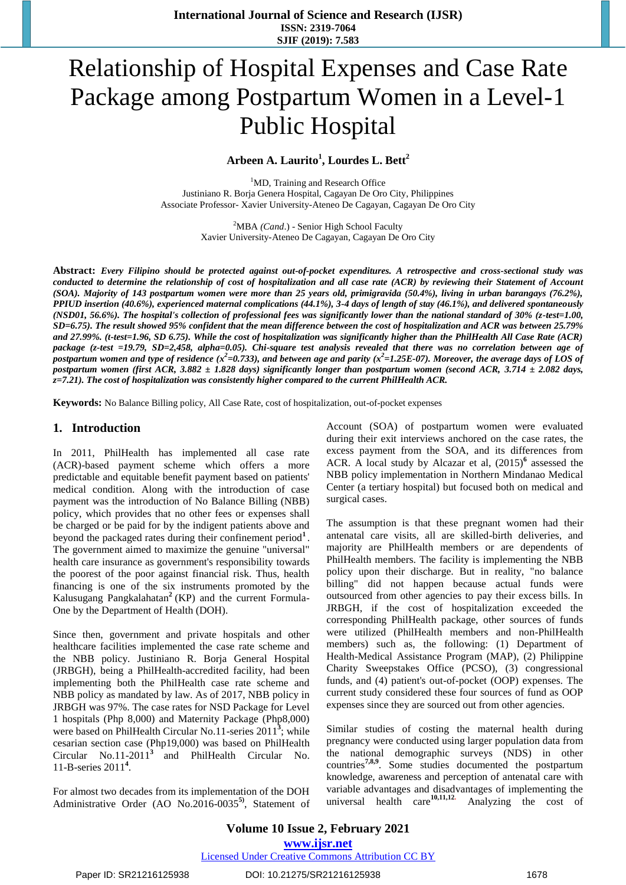# Relationship of Hospital Expenses and Case Rate Package among Postpartum Women in a Level-1 Public Hospital

**Arbeen A. Laurito[1], Lourdes L. Bett[2]**

[1]MD, Training and Research Office
Justiniano R. Borja Genera Hospital, Cagayan De Oro City, Philippines
Associate Professor- Xavier University-Ateneo De Cagayan, Cagayan De Oro City

[2]MBA (*Cand.*) - Senior High School Faculty
Xavier University-Ateneo De Cagayan, Cagayan De Oro City

**Abstract:** ***Every Filipino should be protected against out-of-pocket expenditures. A retrospective and cross-sectional study was conducted to determine the relationship of cost of hospitalization and all case rate (ACR) by reviewing their Statement of Account (SOA). Majority of 143 postpartum women were more than 25 years old, primigravida (50.4%), living in urban barangays (76.2%), PPIUD insertion (40.6%), experienced maternal complications (44.1%), 3-4 days of length of stay (46.1%), and delivered spontaneously (NSD01, 56.6%). The hospital's collection of professional fees was significantly lower than the national standard of 30% (z-test=1.00, SD=6.75). The result showed 95% confident that the mean difference between the cost of hospitalization and ACR was between 25.79% and 27.99%. (t-test=1.96, SD 6.75). While the cost of hospitalization was significantly higher than the PhilHealth All Case Rate (ACR) package (z-test =19.79, SD=2,458, alpha=0.05). Chi-square test analysis revealed that there was no correlation between age of postpartum women and type of residence ($x^2$=0.733), and between age and parity ($x^2$=1.25E-07). Moreover, the average days of LOS of postpartum women (first ACR, 3.882 ± 1.828 days) significantly longer than postpartum women (second ACR, 3.714 ± 2.082 days, z=7.21). The cost of hospitalization was consistently higher compared to the current PhilHealth ACR.***

**Keywords:** No Balance Billing policy, All Case Rate, cost of hospitalization, out-of-pocket expenses

## 1. Introduction

In 2011, PhilHealth has implemented all case rate (ACR)-based payment scheme which offers a more predictable and equitable benefit payment based on patients' medical condition. Along with the introduction of case payment was the introduction of No Balance Billing (NBB) policy, which provides that no other fees or expenses shall be charged or be paid for by the indigent patients above and beyond the packaged rates during their confinement period[1]. The government aimed to maximize the genuine "universal" health care insurance as government's responsibility towards the poorest of the poor against financial risk. Thus, health financing is one of the six instruments promoted by the Kalusugang Pangkalahatan[2] (KP) and the current Formula-One by the Department of Health (DOH).

Since then, government and private hospitals and other healthcare facilities implemented the case rate scheme and the NBB policy. Justiniano R. Borja General Hospital (JRBGH), being a PhilHealth-accredited facility, had been implementing both the PhilHealth case rate scheme and NBB policy as mandated by law. As of 2017, NBB policy in JRBGH was 97%. The case rates for NSD Package for Level 1 hospitals (Php 8,000) and Maternity Package (Php8,000) were based on PhilHealth Circular No.11-series 2011[3]; while cesarian section case (Php19,000) was based on PhilHealth Circular No.11-2011[3] and PhilHealth Circular No. 11-B-series 2011[4].

For almost two decades from its implementation of the DOH Administrative Order (AO No.2016-0035[5]), Statement of Account (SOA) of postpartum women were evaluated during their exit interviews anchored on the case rates, the excess payment from the SOA, and its differences from ACR. A local study by Alcazar et al, (2015)[6] assessed the NBB policy implementation in Northern Mindanao Medical Center (a tertiary hospital) but focused both on medical and surgical cases.

The assumption is that these pregnant women had their antenatal care visits, all are skilled-birth deliveries, and majority are PhilHealth members or are dependents of PhilHealth members. The facility is implementing the NBB policy upon their discharge. But in reality, "no balance billing" did not happen because actual funds were outsourced from other agencies to pay their excess bills. In JRBGH, if the cost of hospitalization exceeded the corresponding PhilHealth package, other sources of funds were utilized (PhilHealth members and non-PhilHealth members) such as, the following: (1) Department of Health-Medical Assistance Program (MAP), (2) Philippine Charity Sweepstakes Office (PCSO), (3) congressional funds, and (4) patient's out-of-pocket (OOP) expenses. The current study considered these four sources of fund as OOP expenses since they are sourced out from other agencies.

Similar studies of costing the maternal health during pregnancy were conducted using larger population data from the national demographic surveys (NDS) in other countries[7,8,9]. Some studies documented the postpartum knowledge, awareness and perception of antenatal care with variable advantages and disadvantages of implementing the universal health care[10,11,12]. Analyzing the cost of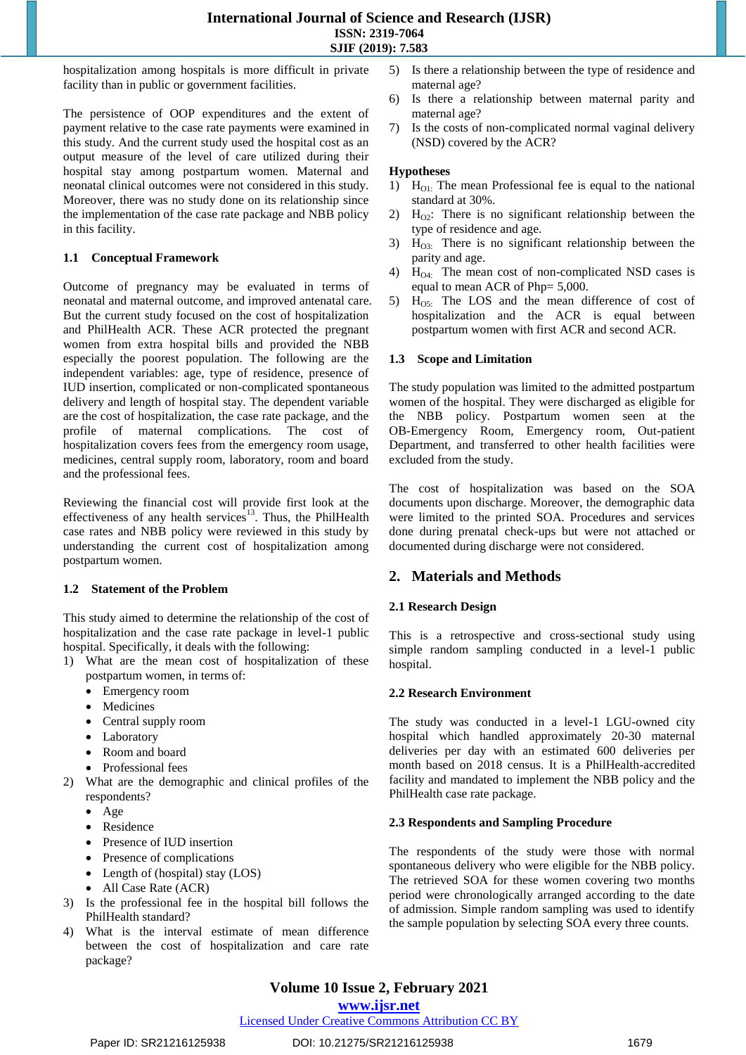hospitalization among hospitals is more difficult in private facility than in public or government facilities.

The persistence of OOP expenditures and the extent of payment relative to the case rate payments were examined in this study. And the current study used the hospital cost as an output measure of the level of care utilized during their hospital stay among postpartum women. Maternal and neonatal clinical outcomes were not considered in this study. Moreover, there was no study done on its relationship since the implementation of the case rate package and NBB policy in this facility.

### 1.1 Conceptual Framework

Outcome of pregnancy may be evaluated in terms of neonatal and maternal outcome, and improved antenatal care. But the current study focused on the cost of hospitalization and PhilHealth ACR. These ACR protected the pregnant women from extra hospital bills and provided the NBB especially the poorest population. The following are the independent variables: age, type of residence, presence of IUD insertion, complicated or non-complicated spontaneous delivery and length of hospital stay. The dependent variable are the cost of hospitalization, the case rate package, and the profile of maternal complications. The cost of hospitalization covers fees from the emergency room usage, medicines, central supply room, laboratory, room and board and the professional fees.

Reviewing the financial cost will provide first look at the effectiveness of any health services[13]. Thus, the PhilHealth case rates and NBB policy were reviewed in this study by understanding the current cost of hospitalization among postpartum women.

### 1.2 Statement of the Problem

This study aimed to determine the relationship of the cost of hospitalization and the case rate package in level-1 public hospital. Specifically, it deals with the following:

1) What are the mean cost of hospitalization of these postpartum women, in terms of:
   - Emergency room
   - Medicines
   - Central supply room
   - Laboratory
   - Room and board
   - Professional fees
2) What are the demographic and clinical profiles of the respondents?
   - Age
   - Residence
   - Presence of IUD insertion
   - Presence of complications
   - Length of (hospital) stay (LOS)
   - All Case Rate (ACR)
3) Is the professional fee in the hospital bill follows the PhilHealth standard?
4) What is the interval estimate of mean difference between the cost of hospitalization and care rate package?
5) Is there a relationship between the type of residence and maternal age?
6) Is there a relationship between maternal parity and maternal age?
7) Is the costs of non-complicated normal vaginal delivery (NSD) covered by the ACR?

### Hypotheses

1) $H_{O1}$: The mean Professional fee is equal to the national standard at 30%.
2) $H_{O2}$: There is no significant relationship between the type of residence and age.
3) $H_{O3}$: There is no significant relationship between the parity and age.
4) $H_{O4}$: The mean cost of non-complicated NSD cases is equal to mean ACR of Php= 5,000.
5) $H_{O5}$: The LOS and the mean difference of cost of hospitalization and the ACR is equal between postpartum women with first ACR and second ACR.

### 1.3 Scope and Limitation

The study population was limited to the admitted postpartum women of the hospital. They were discharged as eligible for the NBB policy. Postpartum women seen at the OB-Emergency Room, Emergency room, Out-patient Department, and transferred to other health facilities were excluded from the study.

The cost of hospitalization was based on the SOA documents upon discharge. Moreover, the demographic data were limited to the printed SOA. Procedures and services done during prenatal check-ups but were not attached or documented during discharge were not considered.

## 2. Materials and Methods

### 2.1 Research Design

This is a retrospective and cross-sectional study using simple random sampling conducted in a level-1 public hospital.

### 2.2 Research Environment

The study was conducted in a level-1 LGU-owned city hospital which handled approximately 20-30 maternal deliveries per day with an estimated 600 deliveries per month based on 2018 census. It is a PhilHealth-accredited facility and mandated to implement the NBB policy and the PhilHealth case rate package.

### 2.3 Respondents and Sampling Procedure

The respondents of the study were those with normal spontaneous delivery who were eligible for the NBB policy. The retrieved SOA for these women covering two months period were chronologically arranged according to the date of admission. Simple random sampling was used to identify the sample population by selecting SOA every three counts.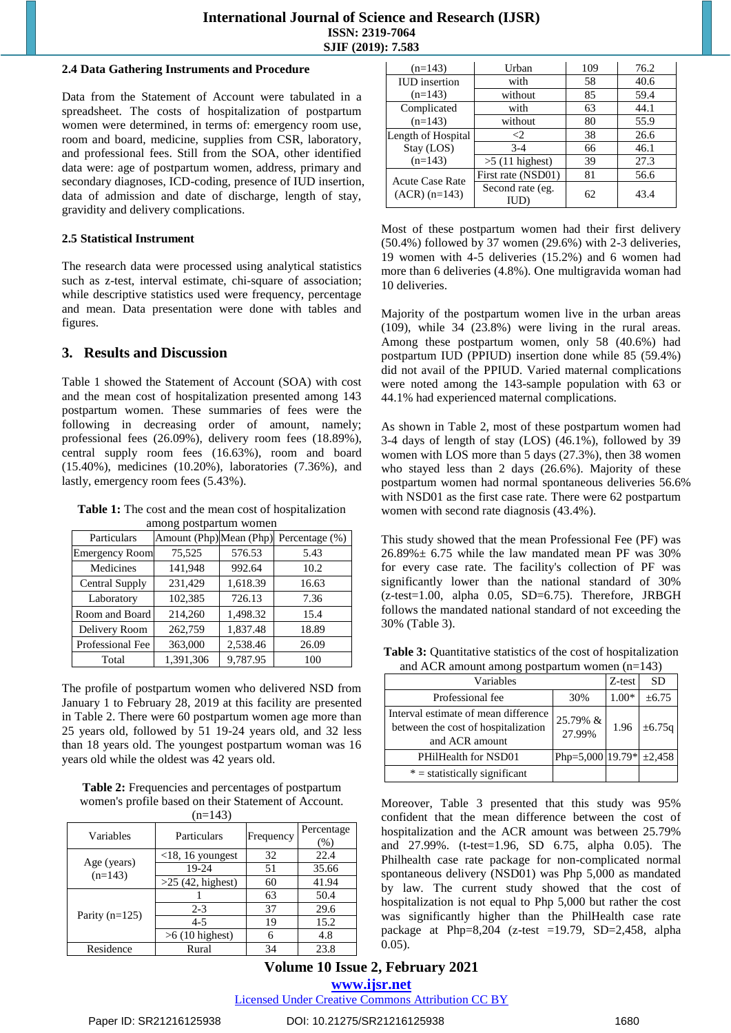### 2.4 Data Gathering Instruments and Procedure

Data from the Statement of Account were tabulated in a spreadsheet. The costs of hospitalization of postpartum women were determined, in terms of: emergency room use, room and board, medicine, supplies from CSR, laboratory, and professional fees. Still from the SOA, other identified data were: age of postpartum women, address, primary and secondary diagnoses, ICD-coding, presence of IUD insertion, data of admission and date of discharge, length of stay, gravidity and delivery complications.

### 2.5 Statistical Instrument

The research data were processed using analytical statistics such as z-test, interval estimate, chi-square of association; while descriptive statistics used were frequency, percentage and mean. Data presentation were done with tables and figures.

## 3. Results and Discussion

Table 1 showed the Statement of Account (SOA) with cost and the mean cost of hospitalization presented among 143 postpartum women. These summaries of fees were the following in decreasing order of amount, namely; professional fees (26.09%), delivery room fees (18.89%), central supply room fees (16.63%), room and board (15.40%), medicines (10.20%), laboratories (7.36%), and lastly, emergency room fees (5.43%).

**Table 1:** The cost and the mean cost of hospitalization among postpartum women

| Particulars | Amount (Php) | Mean (Php) | Percentage (%) |
|---|---|---|---|
| Emergency Room | 75,525 | 576.53 | 5.43 |
| Medicines | 141,948 | 992.64 | 10.2 |
| Central Supply | 231,429 | 1,618.39 | 16.63 |
| Laboratory | 102,385 | 726.13 | 7.36 |
| Room and Board | 214,260 | 1,498.32 | 15.4 |
| Delivery Room | 262,759 | 1,837.48 | 18.89 |
| Professional Fee | 363,000 | 2,538.46 | 26.09 |
| Total | 1,391,306 | 9,787.95 | 100 |

The profile of postpartum women who delivered NSD from January 1 to February 28, 2019 at this facility are presented in Table 2. There were 60 postpartum women age more than 25 years old, followed by 51 19-24 years old, and 32 less than 18 years old. The youngest postpartum woman was 16 years old while the oldest was 42 years old.

**Table 2:** Frequencies and percentages of postpartum women's profile based on their Statement of Account. (n=143)

| Variables | Particulars | Frequency | Percentage (%) |
|---|---|---|---|
| Age (years) (n=143) | <18, 16 youngest | 32 | 22.4 |
| | 19-24 | 51 | 35.66 |
| | >25 (42, highest) | 60 | 41.94 |
| Parity (n=125) | 1 | 63 | 50.4 |
| | 2-3 | 37 | 29.6 |
| | 4-5 | 19 | 15.2 |
| | >6 (10 highest) | 6 | 4.8 |
| Residence (n=143) | Rural | 34 | 23.8 |
| | Urban | 109 | 76.2 |
| IUD insertion (n=143) | with | 58 | 40.6 |
| | without | 85 | 59.4 |
| Complicated (n=143) | with | 63 | 44.1 |
| | without | 80 | 55.9 |
| Length of Hospital Stay (LOS) (n=143) | <2 | 38 | 26.6 |
| | 3-4 | 66 | 46.1 |
| | >5 (11 highest) | 39 | 27.3 |
| Acute Case Rate (ACR) (n=143) | First rate (NSD01) | 81 | 56.6 |
| | Second rate (eg. IUD) | 62 | 43.4 |

Most of these postpartum women had their first delivery (50.4%) followed by 37 women (29.6%) with 2-3 deliveries, 19 women with 4-5 deliveries (15.2%) and 6 women had more than 6 deliveries (4.8%). One multigravida woman had 10 deliveries.

Majority of the postpartum women live in the urban areas (109), while 34 (23.8%) were living in the rural areas. Among these postpartum women, only 58 (40.6%) had postpartum IUD (PPIUD) insertion done while 85 (59.4%) did not avail of the PPIUD. Varied maternal complications were noted among the 143-sample population with 63 or 44.1% had experienced maternal complications.

As shown in Table 2, most of these postpartum women had 3-4 days of length of stay (LOS) (46.1%), followed by 39 women with LOS more than 5 days (27.3%), then 38 women who stayed less than 2 days (26.6%). Majority of these postpartum women had normal spontaneous deliveries 56.6% with NSD01 as the first case rate. There were 62 postpartum women with second rate diagnosis (43.4%).

This study showed that the mean Professional Fee (PF) was 26.89%± 6.75 while the law mandated mean PF was 30% for every case rate. The facility's collection of PF was significantly lower than the national standard of 30% (z-test=1.00, alpha 0.05, SD=6.75). Therefore, JRBGH follows the mandated national standard of not exceeding the 30% (Table 3).

**Table 3:** Quantitative statistics of the cost of hospitalization and ACR amount among postpartum women (n=143)

| Variables | | Z-test | SD |
|---|---|---|---|
| Professional fee | 30% | 1.00* | ±6.75 |
| Interval estimate of mean difference between the cost of hospitalization and ACR amount | 25.79% & 27.99% | 1.96 | ±6.75q |
| PHilHealth for NSD01 | Php=5,000 | 19.79* | ±2,458 |
| * = statistically significant | | | |

Moreover, Table 3 presented that this study was 95% confident that the mean difference between the cost of hospitalization and the ACR amount was between 25.79% and 27.99%. (t-test=1.96, SD 6.75, alpha 0.05). The Philhealth case rate package for non-complicated normal spontaneous delivery (NSD01) was Php 5,000 as mandated by law. The current study showed that the cost of hospitalization is not equal to Php 5,000 but rather the cost was significantly higher than the PhilHealth case rate package at Php=8,204 (z-test =19.79, SD=2,458, alpha 0.05).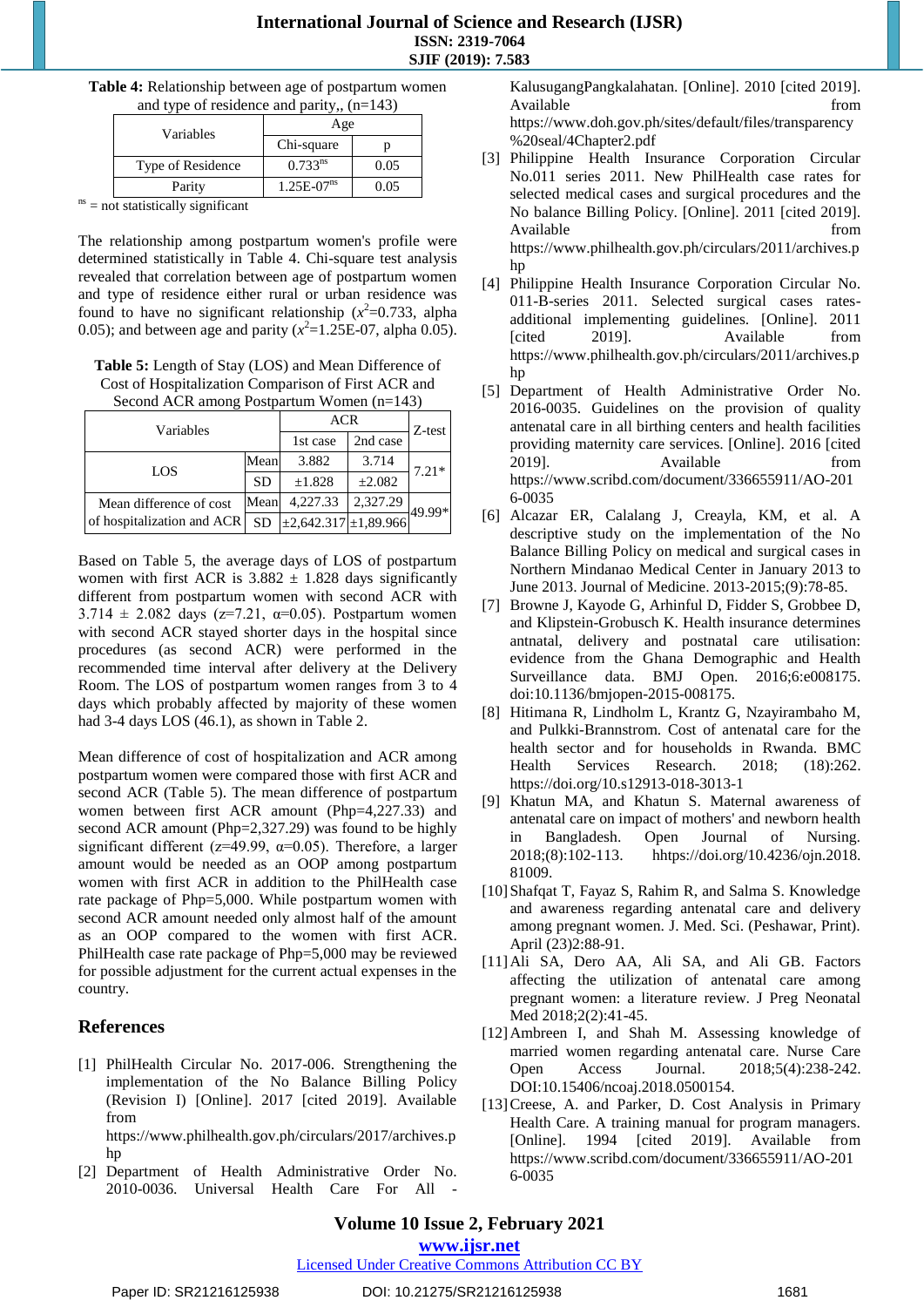**Table 4:** Relationship between age of postpartum women and type of residence and parity,, (n=143)

| Variables | Age | |
|---|---|---|
| | Chi-square | p |
| Type of Residence | 0.733[ns] | 0.05 |
| Parity | 1.25E-07[ns] | 0.05 |

[ns] = not statistically significant

The relationship among postpartum women's profile were determined statistically in Table 4. Chi-square test analysis revealed that correlation between age of postpartum women and type of residence either rural or urban residence was found to have no significant relationship ($x^2$=0.733, alpha 0.05); and between age and parity ($x^2$=1.25E-07, alpha 0.05).

**Table 5:** Length of Stay (LOS) and Mean Difference of Cost of Hospitalization Comparison of First ACR and Second ACR among Postpartum Women (n=143)

| Variables | | ACR | | Z-test |
|---|---|---|---|---|
| | | 1st case | 2nd case | |
| LOS | Mean | 3.882 | 3.714 | 7.21* |
| | SD | ±1.828 | ±2.082 | |
| Mean difference of cost of hospitalization and ACR | Mean | 4,227.33 | 2,327.29 | 49.99* |
| | SD | ±2,642.317 | ±1,89.966 | |

Based on Table 5, the average days of LOS of postpartum women with first ACR is 3.882 ± 1.828 days significantly different from postpartum women with second ACR with 3.714 ± 2.082 days (z=7.21, α=0.05). Postpartum women with second ACR stayed shorter days in the hospital since procedures (as second ACR) were performed in the recommended time interval after delivery at the Delivery Room. The LOS of postpartum women ranges from 3 to 4 days which probably affected by majority of these women had 3-4 days LOS (46.1), as shown in Table 2.

Mean difference of cost of hospitalization and ACR among postpartum women were compared those with first ACR and second ACR (Table 5). The mean difference of postpartum women between first ACR amount (Php=4,227.33) and second ACR amount (Php=2,327.29) was found to be highly significant different (z=49.99, α=0.05). Therefore, a larger amount would be needed as an OOP among postpartum women with first ACR in addition to the PhilHealth case rate package of Php=5,000. While postpartum women with second ACR amount needed only almost half of the amount as an OOP compared to the women with first ACR. PhilHealth case rate package of Php=5,000 may be reviewed for possible adjustment for the current actual expenses in the country.

## References

[1] PhilHealth Circular No. 2017-006. Strengthening the implementation of the No Balance Billing Policy (Revision I) [Online]. 2017 [cited 2019]. Available from https://www.philhealth.gov.ph/circulars/2017/archives.php

[2] Department of Health Administrative Order No. 2010-0036. Universal Health Care For All - KalusugangPangkalahatan. [Online]. 2010 [cited 2019]. Available from https://www.doh.gov.ph/sites/default/files/transparency%20seal/4Chapter2.pdf

[3] Philippine Health Insurance Corporation Circular No.011 series 2011. New PhilHealth case rates for selected medical cases and surgical procedures and the No balance Billing Policy. [Online]. 2011 [cited 2019]. Available from https://www.philhealth.gov.ph/circulars/2011/archives.php

[4] Philippine Health Insurance Corporation Circular No. 011-B-series 2011. Selected surgical cases rates-additional implementing guidelines. [Online]. 2011 [cited 2019]. Available from https://www.philhealth.gov.ph/circulars/2011/archives.php

[5] Department of Health Administrative Order No. 2016-0035. Guidelines on the provision of quality antenatal care in all birthing centers and health facilities providing maternity care services. [Online]. 2016 [cited 2019]. Available from https://www.scribd.com/document/336655911/AO-2016-0035

[6] Alcazar ER, Calalang J, Creayla, KM, et al. A descriptive study on the implementation of the No Balance Billing Policy on medical and surgical cases in Northern Mindanao Medical Center in January 2013 to June 2013. Journal of Medicine. 2013-2015;(9):78-85.

[7] Browne J, Kayode G, Arhinful D, Fidder S, Grobbee D, and Klipstein-Grobusch K. Health insurance determines antnatal, delivery and postnatal care utilisation: evidence from the Ghana Demographic and Health Surveillance data. BMJ Open. 2016;6:e008175. doi:10.1136/bmjopen-2015-008175.

[8] Hitimana R, Lindholm L, Krantz G, Nzayirambaho M, and Pulkki-Brannstrom. Cost of antenatal care for the health sector and for households in Rwanda. BMC Health Services Research. 2018; (18):262. https://doi.org/10.s12913-018-3013-1

[9] Khatun MA, and Khatun S. Maternal awareness of antenatal care on impact of mothers' and newborn health in Bangladesh. Open Journal of Nursing. 2018;(8):102-113. hhtps://doi.org/10.4236/ojn.2018.81009.

[10] Shafqat T, Fayaz S, Rahim R, and Salma S. Knowledge and awareness regarding antenatal care and delivery among pregnant women. J. Med. Sci. (Peshawar, Print). April (23)2:88-91.

[11] Ali SA, Dero AA, Ali SA, and Ali GB. Factors affecting the utilization of antenatal care among pregnant women: a literature review. J Preg Neonatal Med 2018;2(2):41-45.

[12] Ambreen I, and Shah M. Assessing knowledge of married women regarding antenatal care. Nurse Care Open Access Journal. 2018;5(4):238-242. DOI:10.15406/ncoaj.2018.0500154.

[13] Creese, A. and Parker, D. Cost Analysis in Primary Health Care. A training manual for program managers. [Online]. 1994 [cited 2019]. Available from https://www.scribd.com/document/336655911/AO-2016-0035